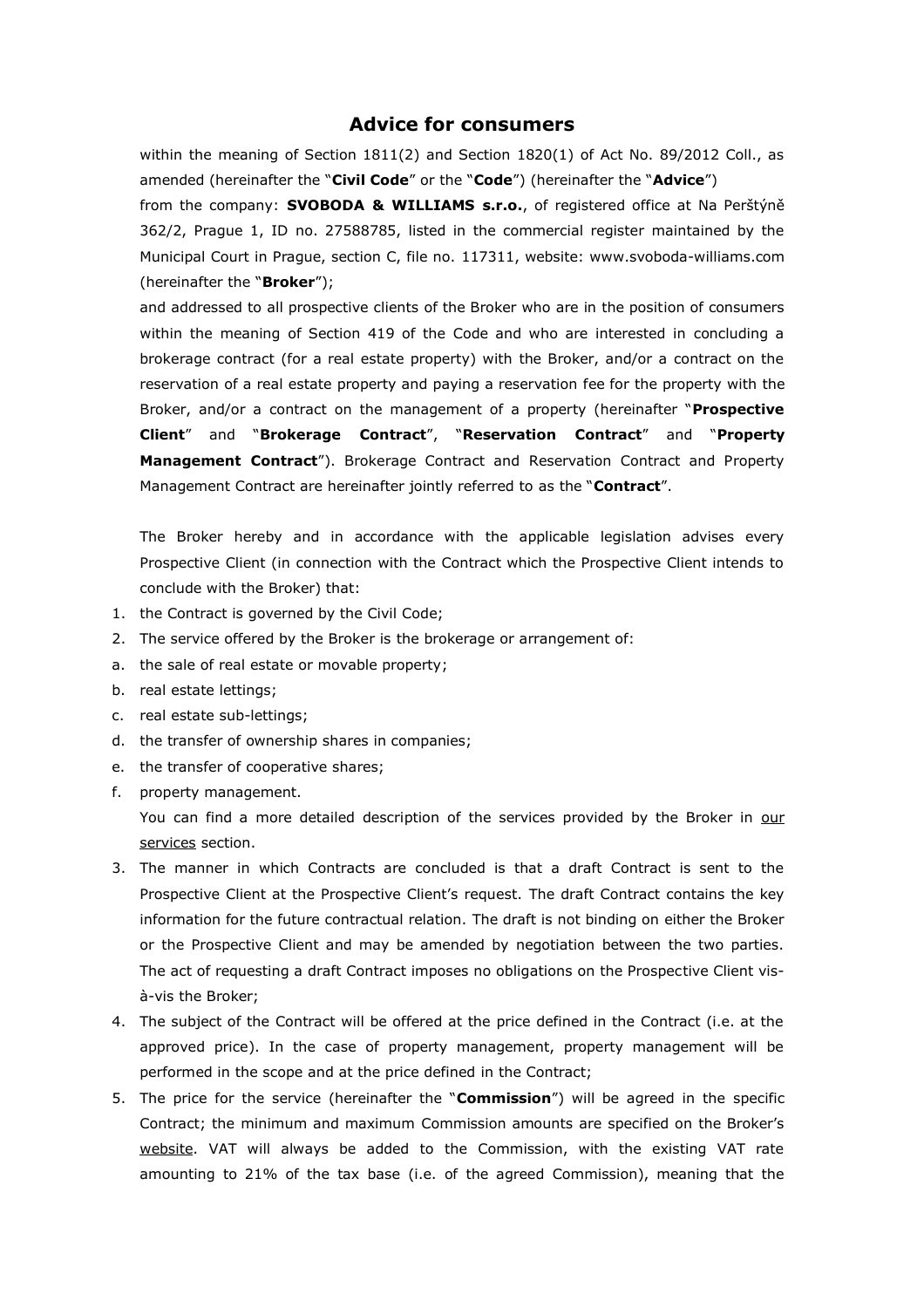# Advice for consumers

within the meaning of Section 1811(2) and Section 1820(1) of Act No. 89/2012 Coll., as amended (hereinafter the "**Civil Code**" or the "**Code**") (hereinafter the "**Advice**")

from the company: **SVOBODA & WILLIAMS s.r.o.**, of registered office at Na Perštýně 362/2, Prague 1, ID no. 27588785, listed in the commercial register maintained by the Municipal Court in Prague, section C, file no. 117311, website: www.svoboda-williams.com (hereinafter the "**Broker**");

and addressed to all prospective clients of the Broker who are in the position of consumers within the meaning of Section 419 of the Code and who are interested in concluding a brokerage contract (for a real estate property) with the Broker, and/or a contract on the reservation of a real estate property and paying a reservation fee for the property with the Broker, and/or a contract on the management of a property (hereinafter "**Prospective Client**" and "**Brokerage Contract**", "**Reservation Contract**" and "**Property Management Contract**"). Brokerage Contract and Reservation Contract and Property Management Contract are hereinafter jointly referred to as the "**Contract**".

The Broker hereby and in accordance with the applicable legislation advises every Prospective Client (in connection with the Contract which the Prospective Client intends to conclude with the Broker) that:

1. the Contract is governed by the Civil Code;
2. The service offered by the Broker is the brokerage or arrangement of:
   a. the sale of real estate or movable property;
   b. real estate lettings;
   c. real estate sub-lettings;
   d. the transfer of ownership shares in companies;
   e. the transfer of cooperative shares;
   f. property management.

   You can find a more detailed description of the services provided by the Broker in our services section.
3. The manner in which Contracts are concluded is that a draft Contract is sent to the Prospective Client at the Prospective Client's request. The draft Contract contains the key information for the future contractual relation. The draft is not binding on either the Broker or the Prospective Client and may be amended by negotiation between the two parties. The act of requesting a draft Contract imposes no obligations on the Prospective Client vis-à-vis the Broker;
4. The subject of the Contract will be offered at the price defined in the Contract (i.e. at the approved price). In the case of property management, property management will be performed in the scope and at the price defined in the Contract;
5. The price for the service (hereinafter the "**Commission**") will be agreed in the specific Contract; the minimum and maximum Commission amounts are specified on the Broker's website. VAT will always be added to the Commission, with the existing VAT rate amounting to 21% of the tax base (i.e. of the agreed Commission), meaning that the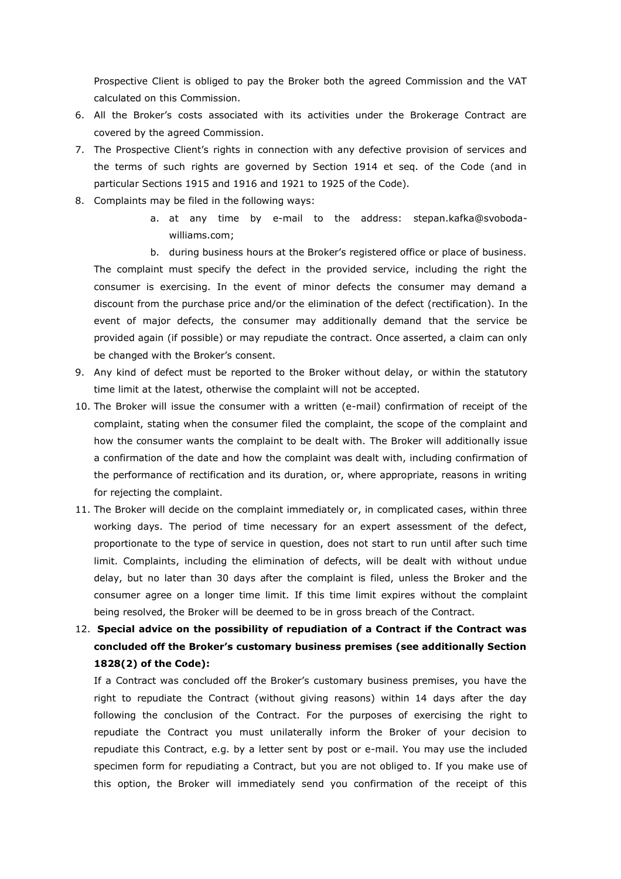Prospective Client is obliged to pay the Broker both the agreed Commission and the VAT calculated on this Commission.

6. All the Broker's costs associated with its activities under the Brokerage Contract are covered by the agreed Commission.
7. The Prospective Client's rights in connection with any defective provision of services and the terms of such rights are governed by Section 1914 et seq. of the Code (and in particular Sections 1915 and 1916 and 1921 to 1925 of the Code).
8. Complaints may be filed in the following ways:
   a. at any time by e-mail to the address: stepan.kafka@svoboda-williams.com;
   b. during business hours at the Broker's registered office or place of business.

   The complaint must specify the defect in the provided service, including the right the consumer is exercising. In the event of minor defects the consumer may demand a discount from the purchase price and/or the elimination of the defect (rectification). In the event of major defects, the consumer may additionally demand that the service be provided again (if possible) or may repudiate the contract. Once asserted, a claim can only be changed with the Broker's consent.
9. Any kind of defect must be reported to the Broker without delay, or within the statutory time limit at the latest, otherwise the complaint will not be accepted.
10. The Broker will issue the consumer with a written (e-mail) confirmation of receipt of the complaint, stating when the consumer filed the complaint, the scope of the complaint and how the consumer wants the complaint to be dealt with. The Broker will additionally issue a confirmation of the date and how the complaint was dealt with, including confirmation of the performance of rectification and its duration, or, where appropriate, reasons in writing for rejecting the complaint.
11. The Broker will decide on the complaint immediately or, in complicated cases, within three working days. The period of time necessary for an expert assessment of the defect, proportionate to the type of service in question, does not start to run until after such time limit. Complaints, including the elimination of defects, will be dealt with without undue delay, but no later than 30 days after the complaint is filed, unless the Broker and the consumer agree on a longer time limit. If this time limit expires without the complaint being resolved, the Broker will be deemed to be in gross breach of the Contract.
12. **Special advice on the possibility of repudiation of a Contract if the Contract was concluded off the Broker's customary business premises (see additionally Section 1828(2) of the Code):**

    If a Contract was concluded off the Broker's customary business premises, you have the right to repudiate the Contract (without giving reasons) within 14 days after the day following the conclusion of the Contract. For the purposes of exercising the right to repudiate the Contract you must unilaterally inform the Broker of your decision to repudiate this Contract, e.g. by a letter sent by post or e-mail. You may use the included specimen form for repudiating a Contract, but you are not obliged to. If you make use of this option, the Broker will immediately send you confirmation of the receipt of this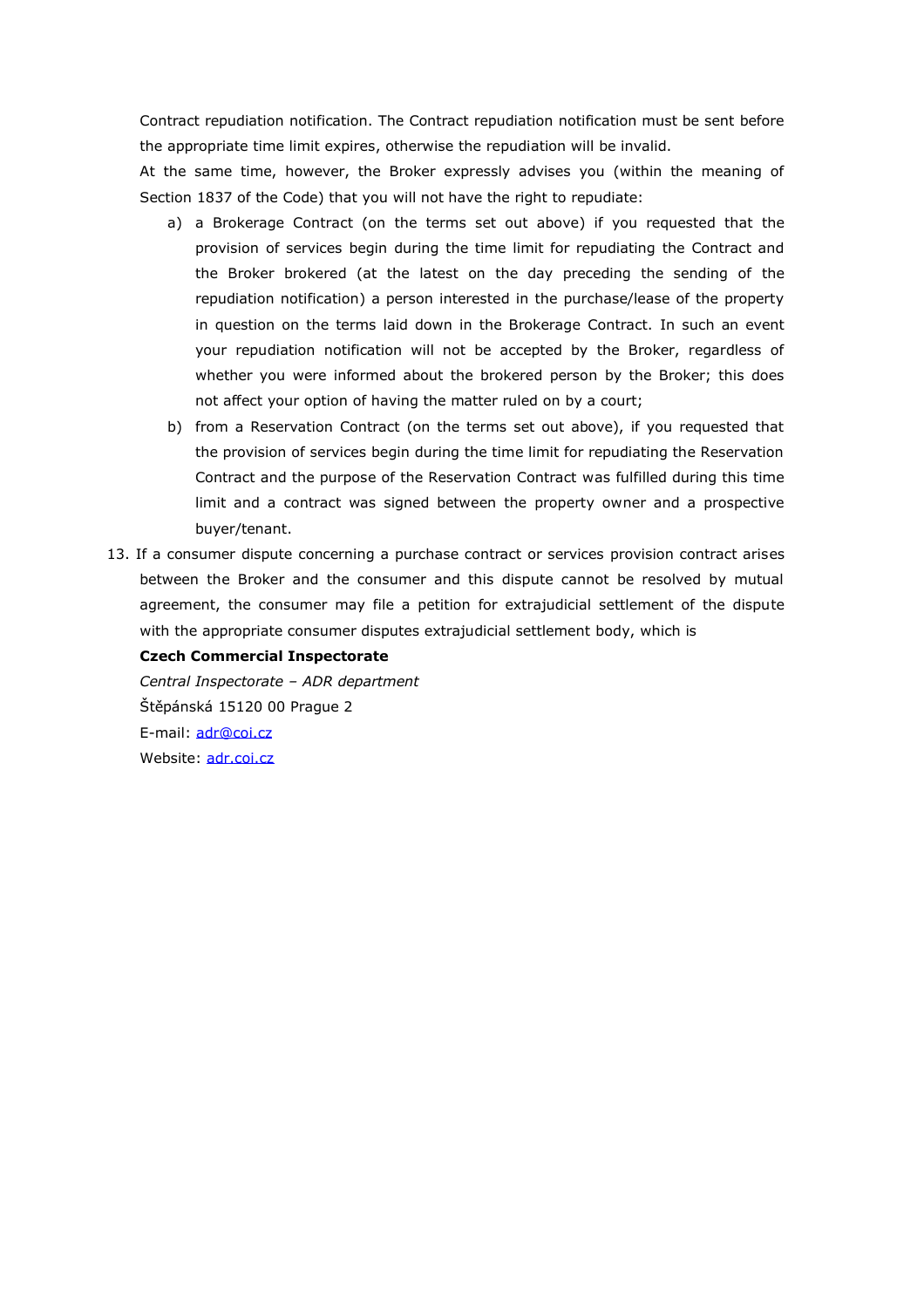Contract repudiation notification. The Contract repudiation notification must be sent before the appropriate time limit expires, otherwise the repudiation will be invalid.

At the same time, however, the Broker expressly advises you (within the meaning of Section 1837 of the Code) that you will not have the right to repudiate:

a) a Brokerage Contract (on the terms set out above) if you requested that the provision of services begin during the time limit for repudiating the Contract and the Broker brokered (at the latest on the day preceding the sending of the repudiation notification) a person interested in the purchase/lease of the property in question on the terms laid down in the Brokerage Contract. In such an event your repudiation notification will not be accepted by the Broker, regardless of whether you were informed about the brokered person by the Broker; this does not affect your option of having the matter ruled on by a court;

b) from a Reservation Contract (on the terms set out above), if you requested that the provision of services begin during the time limit for repudiating the Reservation Contract and the purpose of the Reservation Contract was fulfilled during this time limit and a contract was signed between the property owner and a prospective buyer/tenant.

13. If a consumer dispute concerning a purchase contract or services provision contract arises between the Broker and the consumer and this dispute cannot be resolved by mutual agreement, the consumer may file a petition for extrajudicial settlement of the dispute with the appropriate consumer disputes extrajudicial settlement body, which is

    **Czech Commercial Inspectorate**

    *Central Inspectorate – ADR department*

    Štěpánská 15120 00 Prague 2

    E-mail: adr@coi.cz

    Website: adr.coi.cz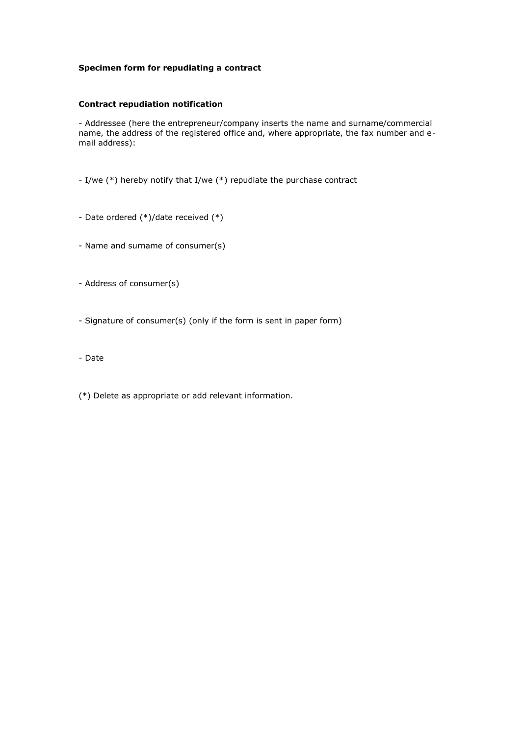**Specimen form for repudiating a contract**

**Contract repudiation notification**

- Addressee (here the entrepreneur/company inserts the name and surname/commercial name, the address of the registered office and, where appropriate, the fax number and e-mail address):

- I/we (*) hereby notify that I/we (*) repudiate the purchase contract

- Date ordered (*)/date received (*)

- Name and surname of consumer(s)

- Address of consumer(s)

- Signature of consumer(s) (only if the form is sent in paper form)

- Date

(*) Delete as appropriate or add relevant information.